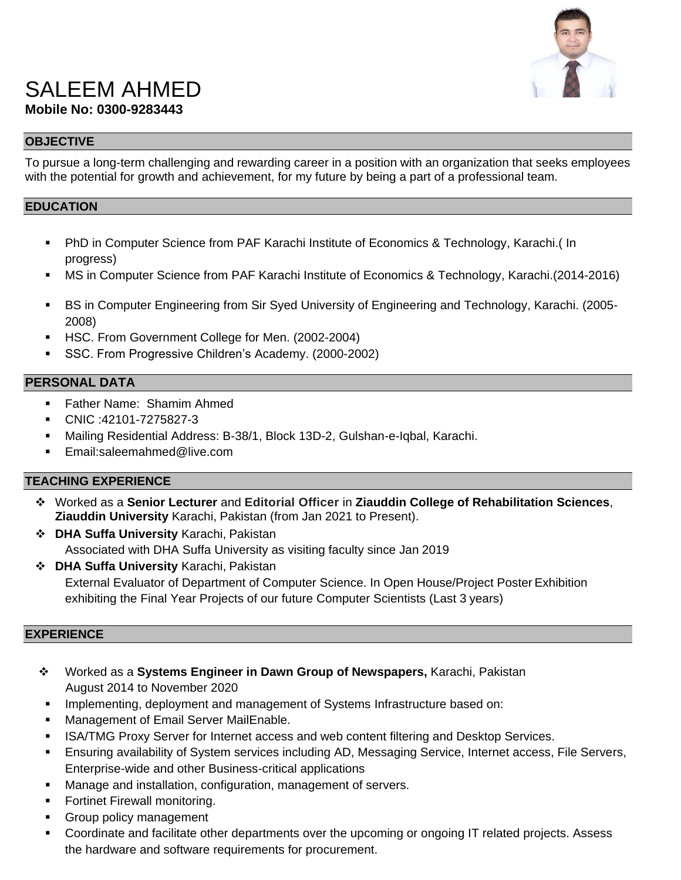# SALEEM AHMED

**Mobile No: 0300-9283443**

## OBJECTIVE

To pursue a long-term challenging and rewarding career in a position with an organization that seeks employees with the potential for growth and achievement, for my future by being a part of a professional team.

## EDUCATION

- PhD in Computer Science from PAF Karachi Institute of Economics & Technology, Karachi.( In progress)
- MS in Computer Science from PAF Karachi Institute of Economics & Technology, Karachi.(2014-2016)
- BS in Computer Engineering from Sir Syed University of Engineering and Technology, Karachi. (2005-2008)
- HSC. From Government College for Men. (2002-2004)
- SSC. From Progressive Children's Academy. (2000-2002)

## PERSONAL DATA

- Father Name: Shamim Ahmed
- CNIC :42101-7275827-3
- Mailing Residential Address: B-38/1, Block 13D-2, Gulshan-e-Iqbal, Karachi.
- Email:saleemahmed@live.com

## TEACHING EXPERIENCE

- Worked as a **Senior Lecturer** and **Editorial Officer** in **Ziauddin College of Rehabilitation Sciences**, **Ziauddin University** Karachi, Pakistan (from Jan 2021 to Present).
- **DHA Suffa University** Karachi, Pakistan
  Associated with DHA Suffa University as visiting faculty since Jan 2019
- **DHA Suffa University** Karachi, Pakistan
  External Evaluator of Department of Computer Science. In Open House/Project Poster Exhibition exhibiting the Final Year Projects of our future Computer Scientists (Last 3 years)

## EXPERIENCE

- Worked as a **Systems Engineer in Dawn Group of Newspapers,** Karachi, Pakistan
  August 2014 to November 2020
- Implementing, deployment and management of Systems Infrastructure based on:
- Management of Email Server MailEnable.
- ISA/TMG Proxy Server for Internet access and web content filtering and Desktop Services.
- Ensuring availability of System services including AD, Messaging Service, Internet access, File Servers, Enterprise-wide and other Business-critical applications
- Manage and installation, configuration, management of servers.
- Fortinet Firewall monitoring.
- Group policy management
- Coordinate and facilitate other departments over the upcoming or ongoing IT related projects. Assess the hardware and software requirements for procurement.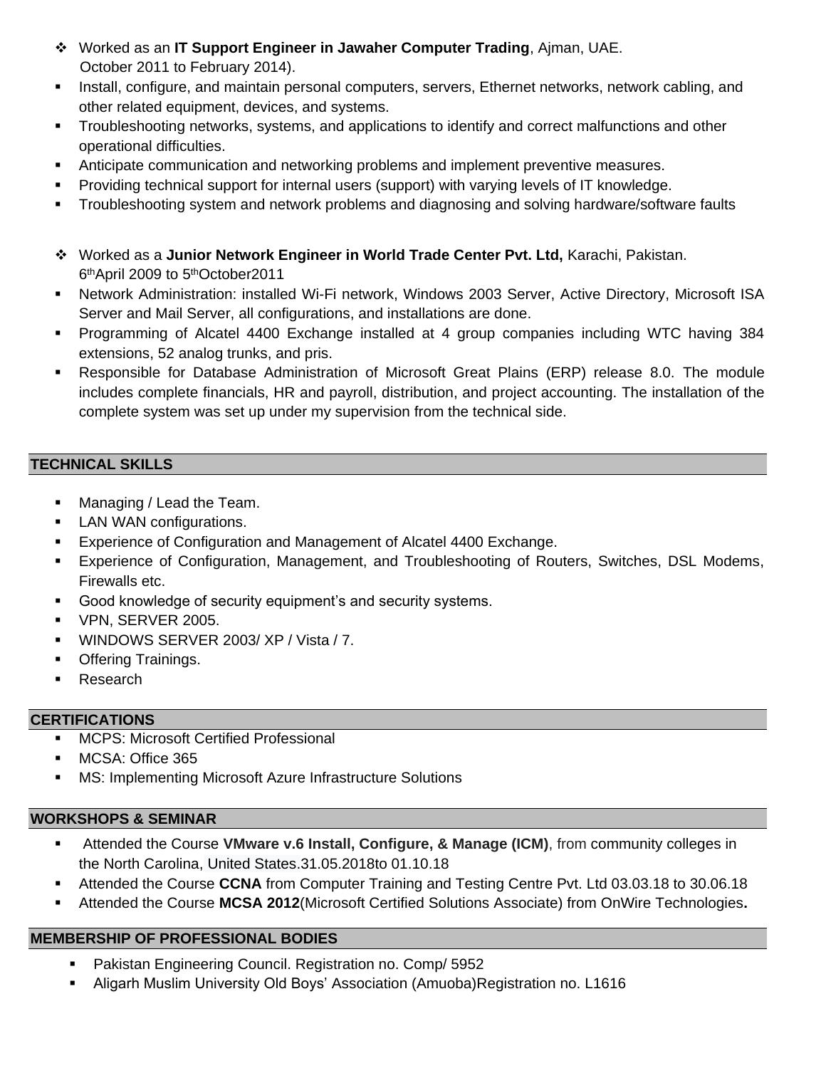- Worked as an **IT Support Engineer in Jawaher Computer Trading**, Ajman, UAE.
  October 2011 to February 2014).
  - Install, configure, and maintain personal computers, servers, Ethernet networks, network cabling, and other related equipment, devices, and systems.
  - Troubleshooting networks, systems, and applications to identify and correct malfunctions and other operational difficulties.
  - Anticipate communication and networking problems and implement preventive measures.
  - Providing technical support for internal users (support) with varying levels of IT knowledge.
  - Troubleshooting system and network problems and diagnosing and solving hardware/software faults

- Worked as a **Junior Network Engineer in World Trade Center Pvt. Ltd,** Karachi, Pakistan.
  6thApril 2009 to 5thOctober2011
  - Network Administration: installed Wi-Fi network, Windows 2003 Server, Active Directory, Microsoft ISA Server and Mail Server, all configurations, and installations are done.
  - Programming of Alcatel 4400 Exchange installed at 4 group companies including WTC having 384 extensions, 52 analog trunks, and pris.
  - Responsible for Database Administration of Microsoft Great Plains (ERP) release 8.0. The module includes complete financials, HR and payroll, distribution, and project accounting. The installation of the complete system was set up under my supervision from the technical side.

## TECHNICAL SKILLS

- Managing / Lead the Team.
- LAN WAN configurations.
- Experience of Configuration and Management of Alcatel 4400 Exchange.
- Experience of Configuration, Management, and Troubleshooting of Routers, Switches, DSL Modems, Firewalls etc.
- Good knowledge of security equipment's and security systems.
- VPN, SERVER 2005.
- WINDOWS SERVER 2003/ XP / Vista / 7.
- Offering Trainings.
- Research

## CERTIFICATIONS

- MCPS: Microsoft Certified Professional
- MCSA: Office 365
- MS: Implementing Microsoft Azure Infrastructure Solutions

## WORKSHOPS & SEMINAR

- Attended the Course **VMware v.6 Install, Configure, & Manage (ICM)**, from community colleges in the North Carolina, United States.31.05.2018to 01.10.18
- Attended the Course **CCNA** from Computer Training and Testing Centre Pvt. Ltd 03.03.18 to 30.06.18
- Attended the Course **MCSA 2012**(Microsoft Certified Solutions Associate) from OnWire Technologies**.**

## MEMBERSHIP OF PROFESSIONAL BODIES

- Pakistan Engineering Council. Registration no. Comp/ 5952
- Aligarh Muslim University Old Boys' Association (Amuoba)Registration no. L1616